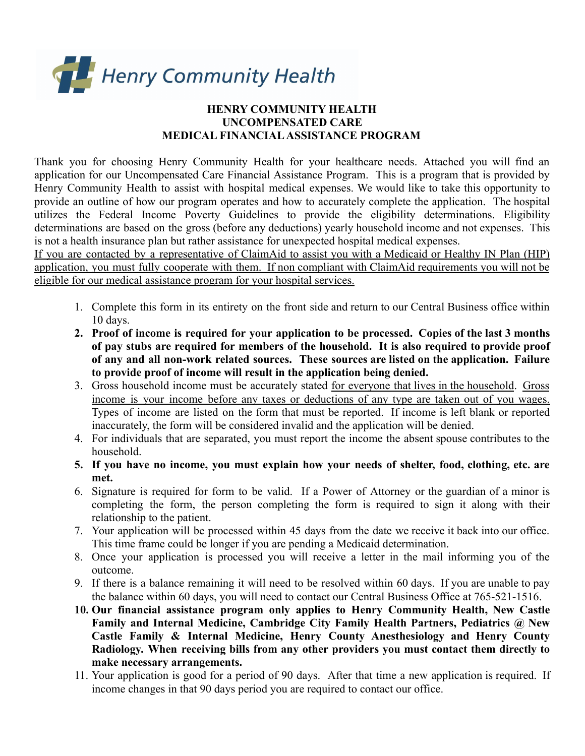Henry Community Health

# HENRY COMMUNITY HEALTH
# UNCOMPENSATED CARE
# MEDICAL FINANCIAL ASSISTANCE PROGRAM

Thank you for choosing Henry Community Health for your healthcare needs. Attached you will find an application for our Uncompensated Care Financial Assistance Program. This is a program that is provided by Henry Community Health to assist with hospital medical expenses. We would like to take this opportunity to provide an outline of how our program operates and how to accurately complete the application. The hospital utilizes the Federal Income Poverty Guidelines to provide the eligibility determinations. Eligibility determinations are based on the gross (before any deductions) yearly household income and not expenses. This is not a health insurance plan but rather assistance for unexpected hospital medical expenses.

<u>If you are contacted by a representative of ClaimAid to assist you with a Medicaid or Healthy IN Plan (HIP) application, you must fully cooperate with them. If non compliant with ClaimAid requirements you will not be eligible for our medical assistance program for your hospital services.</u>

1. Complete this form in its entirety on the front side and return to our Central Business office within 10 days.
2. **Proof of income is required for your application to be processed. Copies of the last 3 months of pay stubs are required for members of the household. It is also required to provide proof of any and all non-work related sources. These sources are listed on the application. Failure to provide proof of income will result in the application being denied.**
3. Gross household income must be accurately stated <u>for everyone that lives in the household</u>. <u>Gross income is your income before any taxes or deductions of any type are taken out of you wages.</u> Types of income are listed on the form that must be reported. If income is left blank or reported inaccurately, the form will be considered invalid and the application will be denied.
4. For individuals that are separated, you must report the income the absent spouse contributes to the household.
5. **If you have no income, you must explain how your needs of shelter, food, clothing, etc. are met.**
6. Signature is required for form to be valid. If a Power of Attorney or the guardian of a minor is completing the form, the person completing the form is required to sign it along with their relationship to the patient.
7. Your application will be processed within 45 days from the date we receive it back into our office. This time frame could be longer if you are pending a Medicaid determination.
8. Once your application is processed you will receive a letter in the mail informing you of the outcome.
9. If there is a balance remaining it will need to be resolved within 60 days. If you are unable to pay the balance within 60 days, you will need to contact our Central Business Office at 765-521-1516.
10. **Our financial assistance program only applies to Henry Community Health, New Castle Family and Internal Medicine, Cambridge City Family Health Partners, Pediatrics @ New Castle Family & Internal Medicine, Henry County Anesthesiology and Henry County Radiology. When receiving bills from any other providers you must contact them directly to make necessary arrangements.**
11. Your application is good for a period of 90 days. After that time a new application is required. If income changes in that 90 days period you are required to contact our office.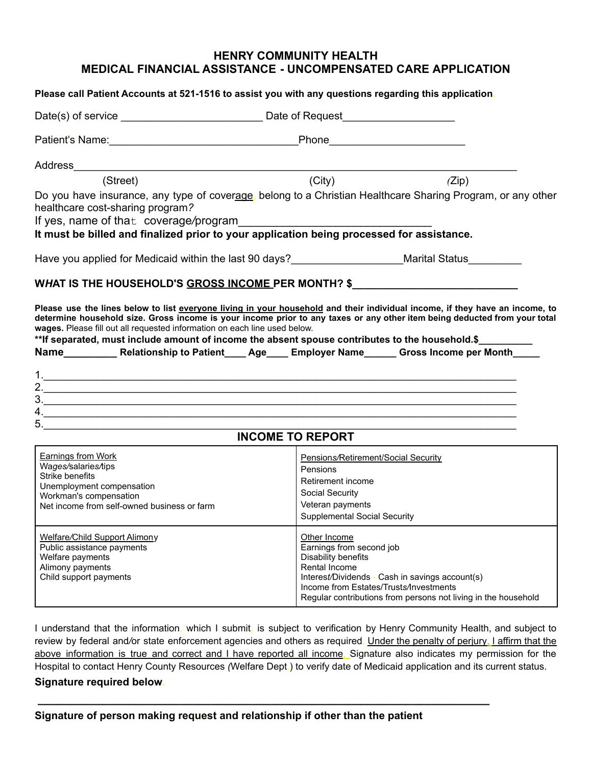# HENRY COMMUNITY HEALTH
## MEDICAL FINANCIAL ASSISTANCE - UNCOMPENSATED CARE APPLICATION

**Please call Patient Accounts at 521-1516 to assist you with any questions regarding this application.**

Date(s) of service ________________________ Date of Request___________________

Patient's Name:________________________________Phone_______________________

Address_____________________________________________________________________________

(Street) (City) (Zip)

Do you have insurance, any type of coverage, belong to a Christian Healthcare Sharing Program, or any other healthcare cost-sharing program?

If yes, name of that coverage/program_______________________________

**It must be billed and finalized prior to your application being processed for assistance.**

Have you applied for Medicaid within the last 90 days?___________________Marital Status_________

**WHAT IS THE HOUSEHOLD'S <u>GROSS INCOME</u> PER MONTH? $____________________________**

**Please use the lines below to list <u>everyone living in your household</u> and their individual income, if they have an income, to determine household size. Gross income is your income prior to any taxes or any other item being deducted from your total wages.** Please fill out all requested information on each line used below.

**\*\*If separated, must include amount of income the absent spouse contributes to the household.$_________**

**Name_________ Relationship to Patient____ Age____ Employer Name______ Gross Income per Month_____**

1.____________________________________________________________________________
2.____________________________________________________________________________
3.____________________________________________________________________________
4.____________________________________________________________________________
5.____________________________________________________________________________

## INCOME TO REPORT

| | |
|---|---|
| <u>Earnings from Work</u><br>Wages/salaries/tips<br>Strike benefits<br>Unemployment compensation<br>Workman's compensation<br>Net income from self-owned business or farm | <u>Pensions/Retirement/Social Security</u><br>Pensions<br>Retirement income<br>Social Security<br>Veteran payments<br>Supplemental Social Security |
| <u>Welfare/Child Support Alimony</u><br>Public assistance payments<br>Welfare payments<br>Alimony payments<br>Child support payments | <u>Other Income</u><br>Earnings from second job<br>Disability benefits<br>Rental Income<br>Interest/Dividends - Cash in savings account(s)<br>Income from Estates/Trusts/Investments<br>Regular contributions from persons not living in the household |

I understand that the information, which I submit, is subject to verification by Henry Community Health, and subject to review by federal and/or state enforcement agencies and others as required. <u>Under the penalty of perjury, I affirm that the above information is true and correct and I have reported all income.</u> Signature also indicates my permission for the Hospital to contact Henry County Resources (Welfare Dept.) to verify date of Medicaid application and its current status.

**Signature required below.**

______________________________________________________________________

**Signature of person making request and relationship if other than the patient**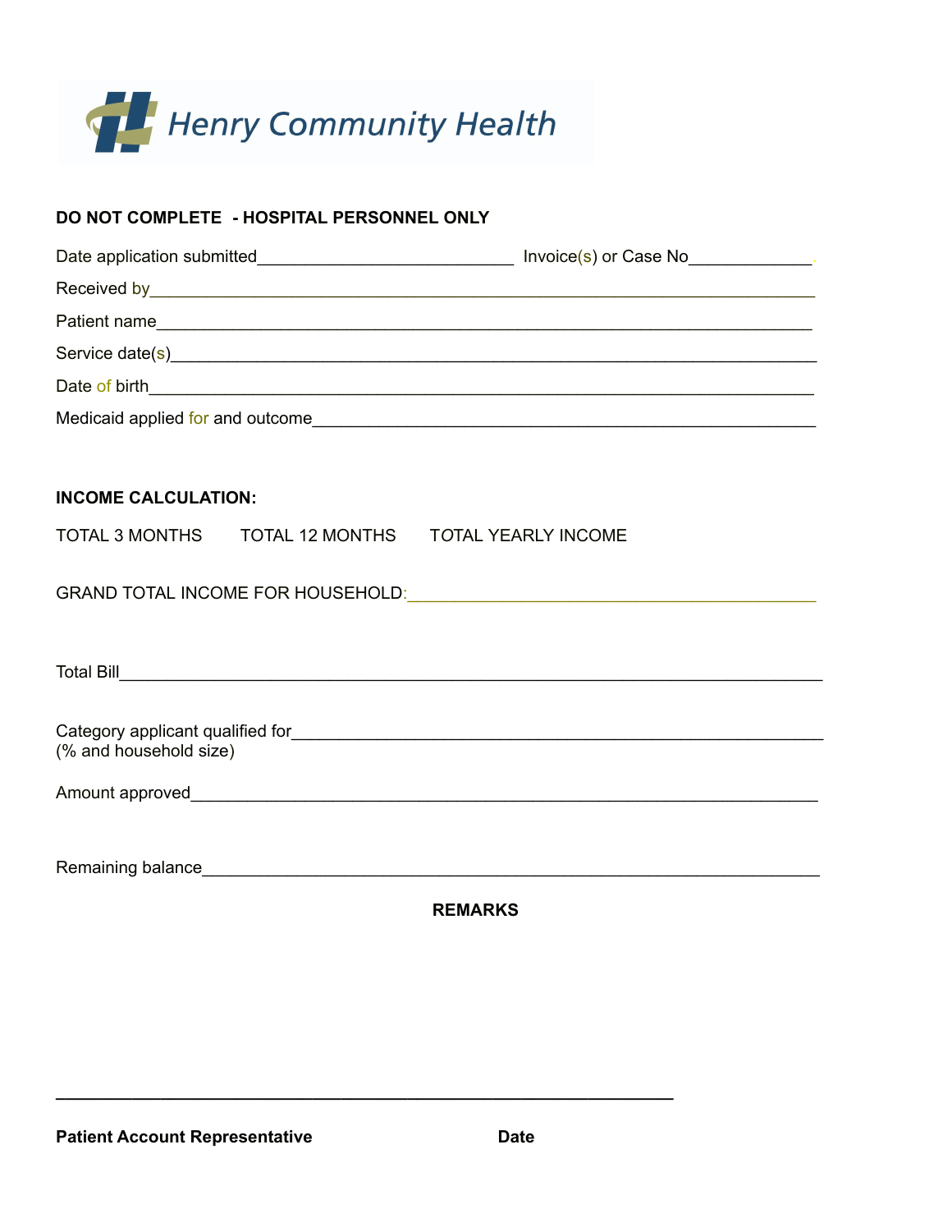Henry Community Health

**DO NOT COMPLETE - HOSPITAL PERSONNEL ONLY**

Date application submitted___________________________ Invoice(s) or Case No_____________

Received by_________________________________________________________________

Patient name_________________________________________________________________

Service date(s)_______________________________________________________________

Date of birth_________________________________________________________________

Medicaid applied for and outcome_____________________________________________

**INCOME CALCULATION:**

TOTAL 3 MONTHS TOTAL 12 MONTHS TOTAL YEARLY INCOME

GRAND TOTAL INCOME FOR HOUSEHOLD:_________________________________________

Total Bill______________________________________________________________________

Category applicant qualified for________________________________________________
(% and household size)

Amount approved_______________________________________________________________

Remaining balance______________________________________________________________

**REMARKS**

_________________________________________________________________

**Patient Account Representative** **Date**